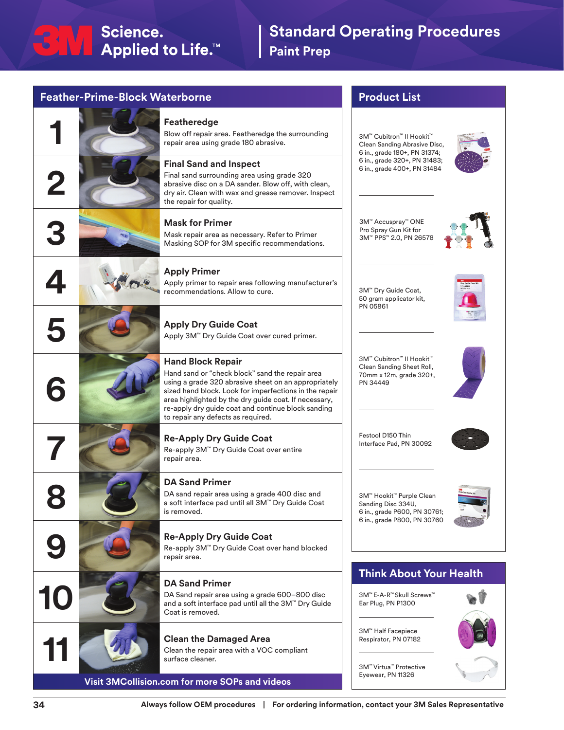# Standard Operating Procedures

## Paint Prep

## Feather-Prime-Block Waterborne

### 1 Featheredge
Blow off repair area. Featheredge the surrounding repair area using grade 180 abrasive.

### 2 Final Sand and Inspect
Final sand surrounding area using grade 320 abrasive disc on a DA sander. Blow off, with clean, dry air. Clean with wax and grease remover. Inspect the repair for quality.

### 3 Mask for Primer
Mask repair area as necessary. Refer to Primer Masking SOP for 3M specific recommendations.

### 4 Apply Primer
Apply primer to repair area following manufacturer's recommendations. Allow to cure.

### 5 Apply Dry Guide Coat
Apply 3M™ Dry Guide Coat over cured primer.

### 6 Hand Block Repair
Hand sand or "check block" sand the repair area using a grade 320 abrasive sheet on an appropriately sized hand block. Look for imperfections in the repair area highlighted by the dry guide coat. If necessary, re-apply dry guide coat and continue block sanding to repair any defects as required.

### 7 Re-Apply Dry Guide Coat
Re-apply 3M™ Dry Guide Coat over entire repair area.

### 8 DA Sand Primer
DA sand repair area using a grade 400 disc and a soft interface pad until all 3M™ Dry Guide Coat is removed.

### 9 Re-Apply Dry Guide Coat
Re-apply 3M™ Dry Guide Coat over hand blocked repair area.

### 10 DA Sand Primer
DA Sand repair area using a grade 600–800 disc and a soft interface pad until all the 3M™ Dry Guide Coat is removed.

### 11 Clean the Damaged Area
Clean the repair area with a VOC compliant surface cleaner.

**Visit 3MCollision.com for more SOPs and videos**

## Product List

- 3M™ Cubitron™ II Hookit™ Clean Sanding Abrasive Disc, 6 in., grade 180+, PN 31374; 6 in., grade 320+, PN 31483; 6 in., grade 400+, PN 31484
- 3M™ Accuspray™ ONE Pro Spray Gun Kit for 3M™ PPS™ 2.0, PN 26578
- 3M™ Dry Guide Coat, 50 gram applicator kit, PN 05861
- 3M™ Cubitron™ II Hookit™ Clean Sanding Sheet Roll, 70mm x 12m, grade 320+, PN 34449
- Festool D150 Thin Interface Pad, PN 30092
- 3M™ Hookit™ Purple Clean Sanding Disc 334U, 6 in., grade P600, PN 30761; 6 in., grade P800, PN 30760

## Think About Your Health

- 3M™ E-A-R™ Skull Screws™ Ear Plug, PN P1300
- 3M™ Half Facepiece Respirator, PN 07182
- 3M™ Virtua™ Protective Eyewear, PN 11326

**Always follow OEM procedures** | **For ordering information, contact your 3M Sales Representative**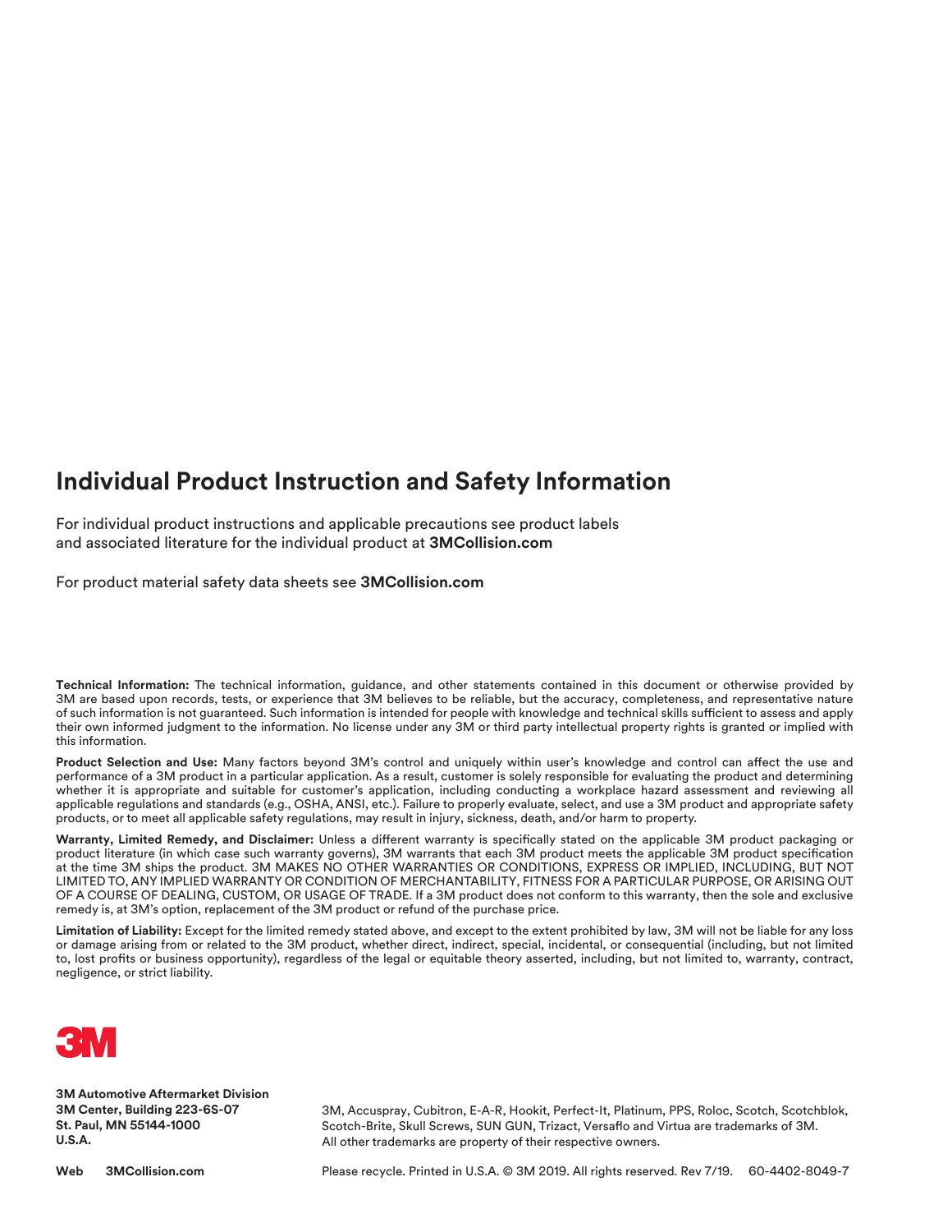# Individual Product Instruction and Safety Information

For individual product instructions and applicable precautions see product labels and associated literature for the individual product at **3MCollision.com**

For product material safety data sheets see **3MCollision.com**

**Technical Information:** The technical information, guidance, and other statements contained in this document or otherwise provided by 3M are based upon records, tests, or experience that 3M believes to be reliable, but the accuracy, completeness, and representative nature of such information is not guaranteed. Such information is intended for people with knowledge and technical skills sufficient to assess and apply their own informed judgment to the information. No license under any 3M or third party intellectual property rights is granted or implied with this information.

**Product Selection and Use:** Many factors beyond 3M's control and uniquely within user's knowledge and control can affect the use and performance of a 3M product in a particular application. As a result, customer is solely responsible for evaluating the product and determining whether it is appropriate and suitable for customer's application, including conducting a workplace hazard assessment and reviewing all applicable regulations and standards (e.g., OSHA, ANSI, etc.). Failure to properly evaluate, select, and use a 3M product and appropriate safety products, or to meet all applicable safety regulations, may result in injury, sickness, death, and/or harm to property.

**Warranty, Limited Remedy, and Disclaimer:** Unless a different warranty is specifically stated on the applicable 3M product packaging or product literature (in which case such warranty governs), 3M warrants that each 3M product meets the applicable 3M product specification at the time 3M ships the product. 3M MAKES NO OTHER WARRANTIES OR CONDITIONS, EXPRESS OR IMPLIED, INCLUDING, BUT NOT LIMITED TO, ANY IMPLIED WARRANTY OR CONDITION OF MERCHANTABILITY, FITNESS FOR A PARTICULAR PURPOSE, OR ARISING OUT OF A COURSE OF DEALING, CUSTOM, OR USAGE OF TRADE. If a 3M product does not conform to this warranty, then the sole and exclusive remedy is, at 3M's option, replacement of the 3M product or refund of the purchase price.

**Limitation of Liability:** Except for the limited remedy stated above, and except to the extent prohibited by law, 3M will not be liable for any loss or damage arising from or related to the 3M product, whether direct, indirect, special, incidental, or consequential (including, but not limited to, lost profits or business opportunity), regardless of the legal or equitable theory asserted, including, but not limited to, warranty, contract, negligence, or strict liability.

3M

**3M Automotive Aftermarket Division**
**3M Center, Building 223-6S-07**
**St. Paul, MN 55144-1000**
**U.S.A.**

**Web 3MCollision.com**

3M, Accuspray, Cubitron, E-A-R, Hookit, Perfect-It, Platinum, PPS, Roloc, Scotch, Scotchblok, Scotch-Brite, Skull Screws, SUN GUN, Trizact, Versaflo and Virtua are trademarks of 3M. All other trademarks are property of their respective owners.

Please recycle. Printed in U.S.A. © 3M 2019. All rights reserved. Rev 7/19. 60-4402-8049-7